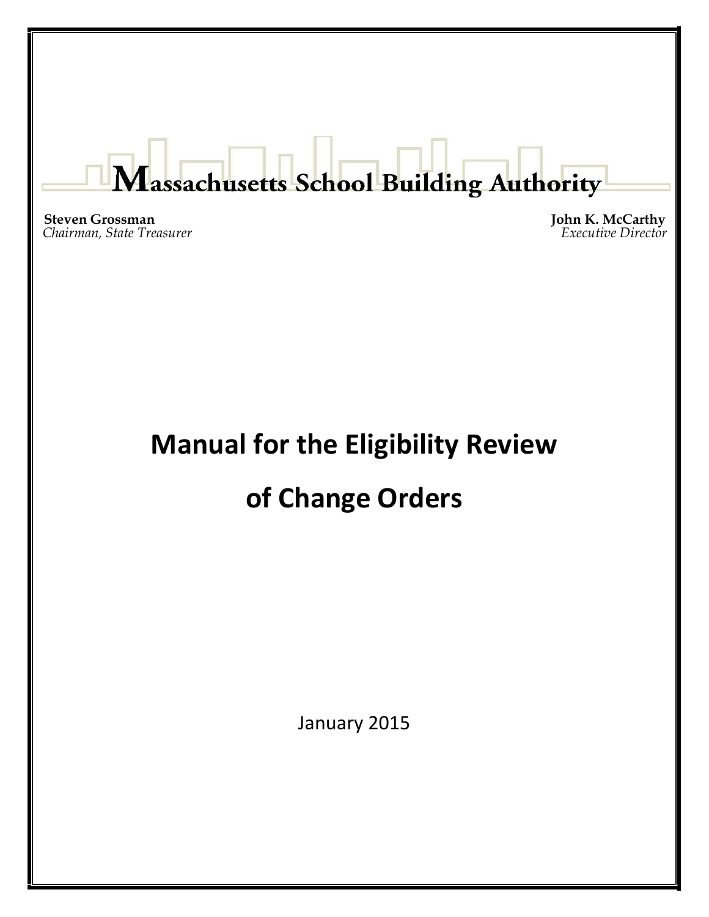# Massachusetts School Building Authority

**Steven Grossman**
*Chairman, State Treasurer*

**John K. McCarthy**
*Executive Director*

# Manual for the Eligibility Review of Change Orders

January 2015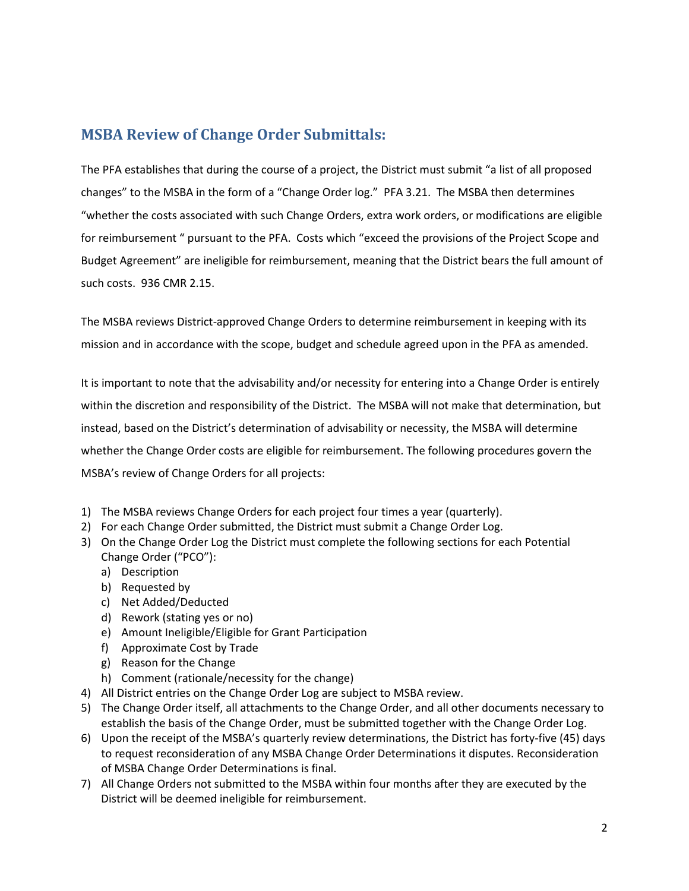## MSBA Review of Change Order Submittals:

The PFA establishes that during the course of a project, the District must submit "a list of all proposed changes" to the MSBA in the form of a "Change Order log." PFA 3.21. The MSBA then determines "whether the costs associated with such Change Orders, extra work orders, or modifications are eligible for reimbursement " pursuant to the PFA. Costs which "exceed the provisions of the Project Scope and Budget Agreement" are ineligible for reimbursement, meaning that the District bears the full amount of such costs. 936 CMR 2.15.

The MSBA reviews District-approved Change Orders to determine reimbursement in keeping with its mission and in accordance with the scope, budget and schedule agreed upon in the PFA as amended.

It is important to note that the advisability and/or necessity for entering into a Change Order is entirely within the discretion and responsibility of the District. The MSBA will not make that determination, but instead, based on the District's determination of advisability or necessity, the MSBA will determine whether the Change Order costs are eligible for reimbursement. The following procedures govern the MSBA's review of Change Orders for all projects:

1) The MSBA reviews Change Orders for each project four times a year (quarterly).
2) For each Change Order submitted, the District must submit a Change Order Log.
3) On the Change Order Log the District must complete the following sections for each Potential Change Order ("PCO"):
   a) Description
   b) Requested by
   c) Net Added/Deducted
   d) Rework (stating yes or no)
   e) Amount Ineligible/Eligible for Grant Participation
   f) Approximate Cost by Trade
   g) Reason for the Change
   h) Comment (rationale/necessity for the change)
4) All District entries on the Change Order Log are subject to MSBA review.
5) The Change Order itself, all attachments to the Change Order, and all other documents necessary to establish the basis of the Change Order, must be submitted together with the Change Order Log.
6) Upon the receipt of the MSBA's quarterly review determinations, the District has forty-five (45) days to request reconsideration of any MSBA Change Order Determinations it disputes. Reconsideration of MSBA Change Order Determinations is final.
7) All Change Orders not submitted to the MSBA within four months after they are executed by the District will be deemed ineligible for reimbursement.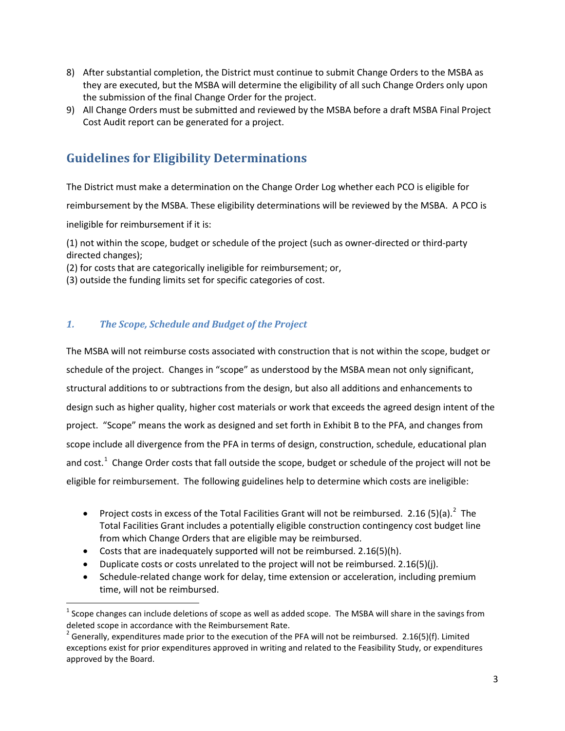8) After substantial completion, the District must continue to submit Change Orders to the MSBA as they are executed, but the MSBA will determine the eligibility of all such Change Orders only upon the submission of the final Change Order for the project.
9) All Change Orders must be submitted and reviewed by the MSBA before a draft MSBA Final Project Cost Audit report can be generated for a project.

## Guidelines for Eligibility Determinations

The District must make a determination on the Change Order Log whether each PCO is eligible for reimbursement by the MSBA. These eligibility determinations will be reviewed by the MSBA. A PCO is ineligible for reimbursement if it is:

(1) not within the scope, budget or schedule of the project (such as owner-directed or third-party directed changes);
(2) for costs that are categorically ineligible for reimbursement; or,
(3) outside the funding limits set for specific categories of cost.

### *1. The Scope, Schedule and Budget of the Project*

The MSBA will not reimburse costs associated with construction that is not within the scope, budget or schedule of the project. Changes in "scope" as understood by the MSBA mean not only significant, structural additions to or subtractions from the design, but also all additions and enhancements to design such as higher quality, higher cost materials or work that exceeds the agreed design intent of the project. "Scope" means the work as designed and set forth in Exhibit B to the PFA, and changes from scope include all divergence from the PFA in terms of design, construction, schedule, educational plan and cost.[1] Change Order costs that fall outside the scope, budget or schedule of the project will not be eligible for reimbursement. The following guidelines help to determine which costs are ineligible:

- Project costs in excess of the Total Facilities Grant will not be reimbursed. 2.16 (5)(a).[2] The Total Facilities Grant includes a potentially eligible construction contingency cost budget line from which Change Orders that are eligible may be reimbursed.
- Costs that are inadequately supported will not be reimbursed. 2.16(5)(h).
- Duplicate costs or costs unrelated to the project will not be reimbursed. 2.16(5)(j).
- Schedule-related change work for delay, time extension or acceleration, including premium time, will not be reimbursed.

[1] Scope changes can include deletions of scope as well as added scope. The MSBA will share in the savings from deleted scope in accordance with the Reimbursement Rate.

[2] Generally, expenditures made prior to the execution of the PFA will not be reimbursed. 2.16(5)(f). Limited exceptions exist for prior expenditures approved in writing and related to the Feasibility Study, or expenditures approved by the Board.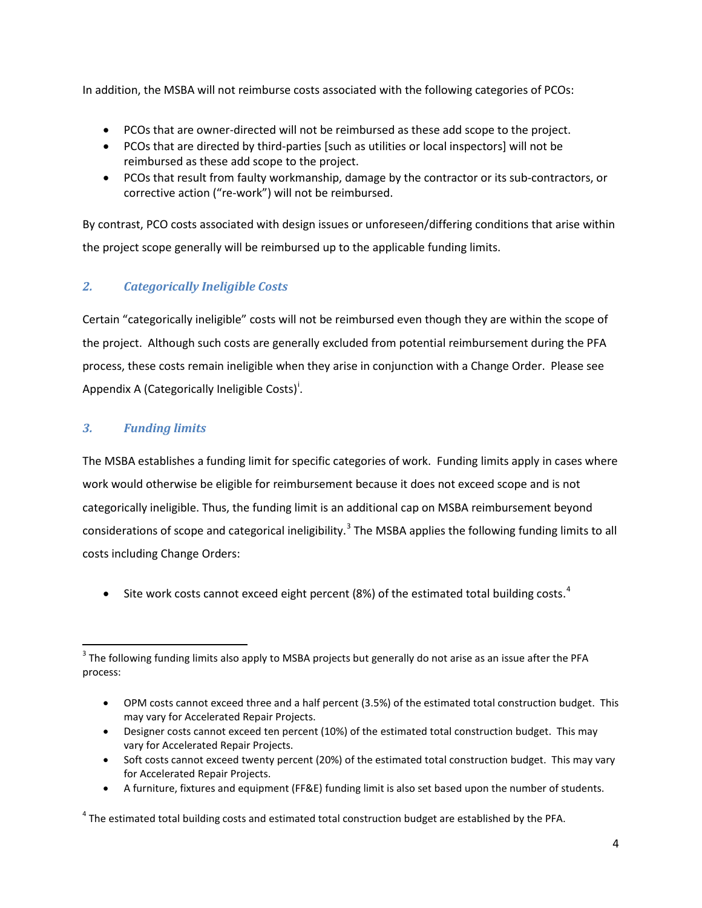In addition, the MSBA will not reimburse costs associated with the following categories of PCOs:

- PCOs that are owner-directed will not be reimbursed as these add scope to the project.
- PCOs that are directed by third-parties [such as utilities or local inspectors] will not be reimbursed as these add scope to the project.
- PCOs that result from faulty workmanship, damage by the contractor or its sub-contractors, or corrective action ("re-work") will not be reimbursed.

By contrast, PCO costs associated with design issues or unforeseen/differing conditions that arise within the project scope generally will be reimbursed up to the applicable funding limits.

### *2. Categorically Ineligible Costs*

Certain "categorically ineligible" costs will not be reimbursed even though they are within the scope of the project. Although such costs are generally excluded from potential reimbursement during the PFA process, these costs remain ineligible when they arise in conjunction with a Change Order. Please see Appendix A (Categorically Ineligible Costs)[i].

### *3. Funding limits*

The MSBA establishes a funding limit for specific categories of work. Funding limits apply in cases where work would otherwise be eligible for reimbursement because it does not exceed scope and is not categorically ineligible. Thus, the funding limit is an additional cap on MSBA reimbursement beyond considerations of scope and categorical ineligibility.[3] The MSBA applies the following funding limits to all costs including Change Orders:

- Site work costs cannot exceed eight percent (8%) of the estimated total building costs.[4]

---

[3] The following funding limits also apply to MSBA projects but generally do not arise as an issue after the PFA process:

- OPM costs cannot exceed three and a half percent (3.5%) of the estimated total construction budget. This may vary for Accelerated Repair Projects.
- Designer costs cannot exceed ten percent (10%) of the estimated total construction budget. This may vary for Accelerated Repair Projects.
- Soft costs cannot exceed twenty percent (20%) of the estimated total construction budget. This may vary for Accelerated Repair Projects.
- A furniture, fixtures and equipment (FF&E) funding limit is also set based upon the number of students.

[4] The estimated total building costs and estimated total construction budget are established by the PFA.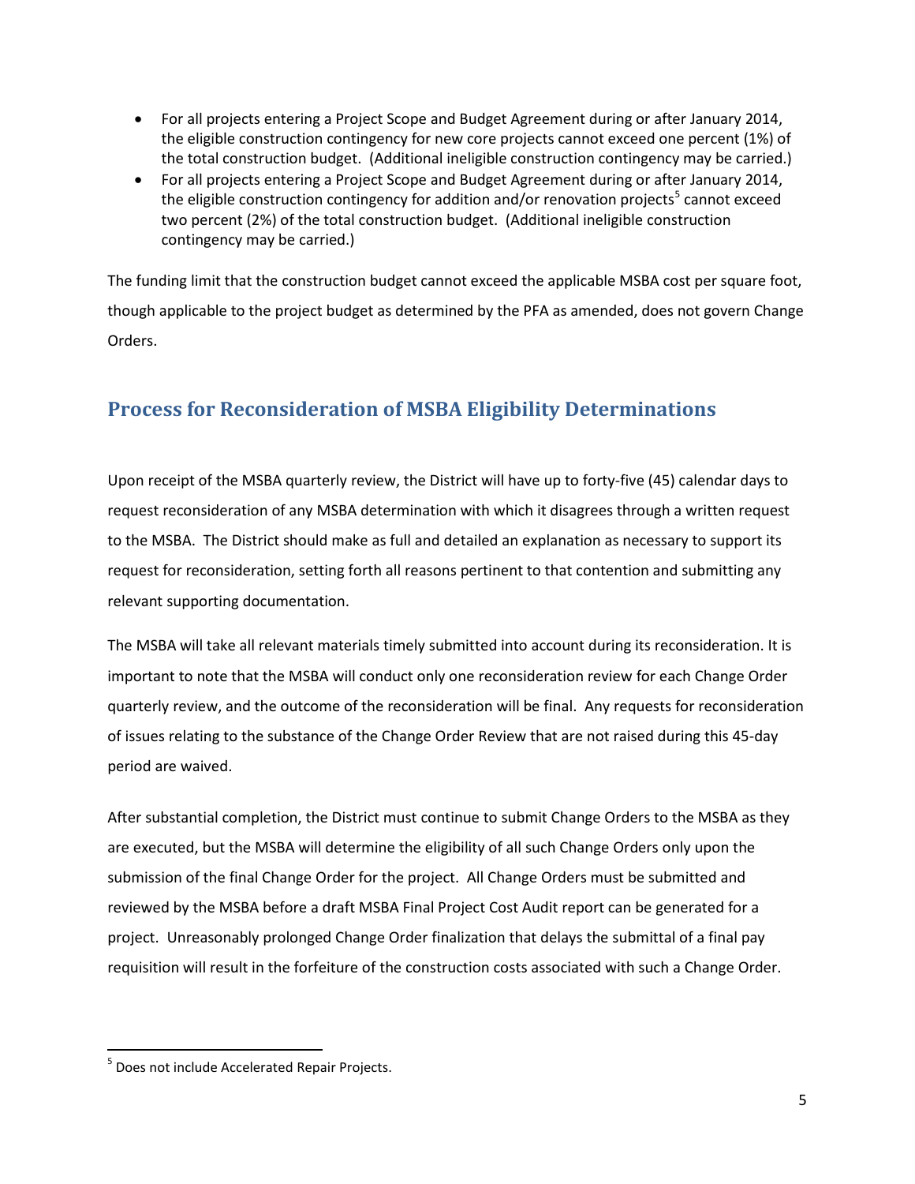- For all projects entering a Project Scope and Budget Agreement during or after January 2014, the eligible construction contingency for new core projects cannot exceed one percent (1%) of the total construction budget. (Additional ineligible construction contingency may be carried.)
- For all projects entering a Project Scope and Budget Agreement during or after January 2014, the eligible construction contingency for addition and/or renovation projects[5] cannot exceed two percent (2%) of the total construction budget. (Additional ineligible construction contingency may be carried.)

The funding limit that the construction budget cannot exceed the applicable MSBA cost per square foot, though applicable to the project budget as determined by the PFA as amended, does not govern Change Orders.

## Process for Reconsideration of MSBA Eligibility Determinations

Upon receipt of the MSBA quarterly review, the District will have up to forty-five (45) calendar days to request reconsideration of any MSBA determination with which it disagrees through a written request to the MSBA. The District should make as full and detailed an explanation as necessary to support its request for reconsideration, setting forth all reasons pertinent to that contention and submitting any relevant supporting documentation.

The MSBA will take all relevant materials timely submitted into account during its reconsideration. It is important to note that the MSBA will conduct only one reconsideration review for each Change Order quarterly review, and the outcome of the reconsideration will be final. Any requests for reconsideration of issues relating to the substance of the Change Order Review that are not raised during this 45-day period are waived.

After substantial completion, the District must continue to submit Change Orders to the MSBA as they are executed, but the MSBA will determine the eligibility of all such Change Orders only upon the submission of the final Change Order for the project. All Change Orders must be submitted and reviewed by the MSBA before a draft MSBA Final Project Cost Audit report can be generated for a project. Unreasonably prolonged Change Order finalization that delays the submittal of a final pay requisition will result in the forfeiture of the construction costs associated with such a Change Order.

---

[5] Does not include Accelerated Repair Projects.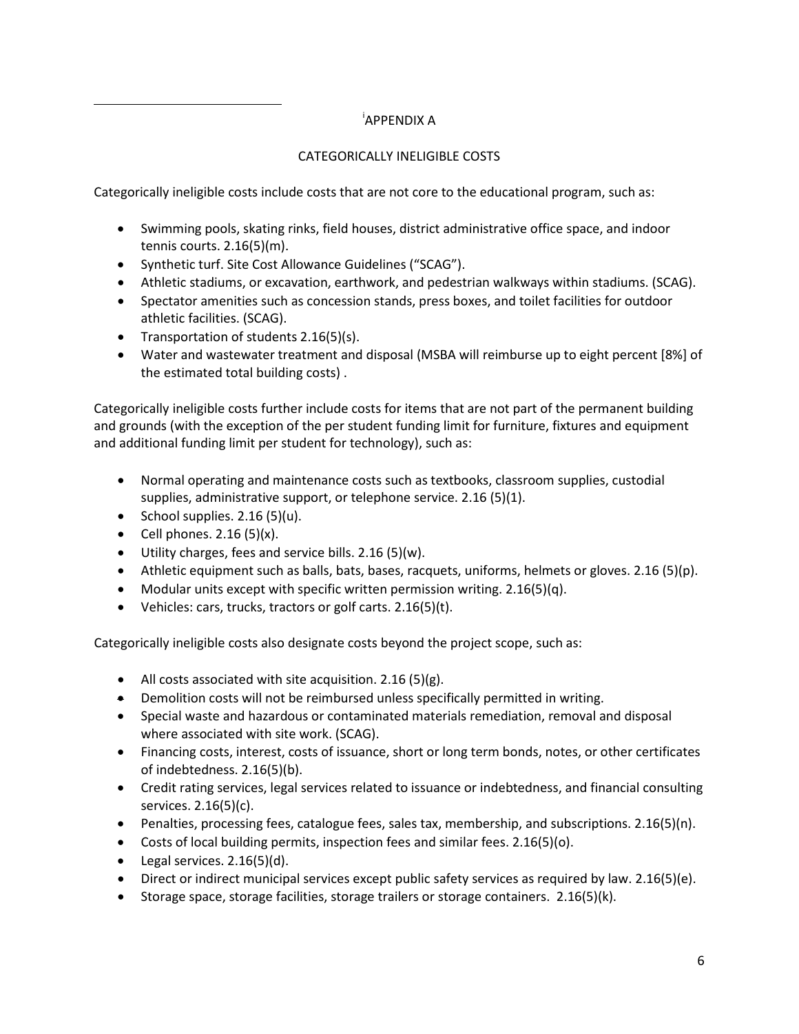[i]APPENDIX A

CATEGORICALLY INELIGIBLE COSTS

Categorically ineligible costs include costs that are not core to the educational program, such as:

- Swimming pools, skating rinks, field houses, district administrative office space, and indoor tennis courts. 2.16(5)(m).
- Synthetic turf. Site Cost Allowance Guidelines ("SCAG").
- Athletic stadiums, or excavation, earthwork, and pedestrian walkways within stadiums. (SCAG).
- Spectator amenities such as concession stands, press boxes, and toilet facilities for outdoor athletic facilities. (SCAG).
- Transportation of students 2.16(5)(s).
- Water and wastewater treatment and disposal (MSBA will reimburse up to eight percent [8%] of the estimated total building costs) .

Categorically ineligible costs further include costs for items that are not part of the permanent building and grounds (with the exception of the per student funding limit for furniture, fixtures and equipment and additional funding limit per student for technology), such as:

- Normal operating and maintenance costs such as textbooks, classroom supplies, custodial supplies, administrative support, or telephone service. 2.16 (5)(1).
- School supplies. 2.16 (5)(u).
- Cell phones. 2.16 (5)(x).
- Utility charges, fees and service bills. 2.16 (5)(w).
- Athletic equipment such as balls, bats, bases, racquets, uniforms, helmets or gloves. 2.16 (5)(p).
- Modular units except with specific written permission writing. 2.16(5)(q).
- Vehicles: cars, trucks, tractors or golf carts. 2.16(5)(t).

Categorically ineligible costs also designate costs beyond the project scope, such as:

- All costs associated with site acquisition. 2.16 (5)(g).
- Demolition costs will not be reimbursed unless specifically permitted in writing.
- Special waste and hazardous or contaminated materials remediation, removal and disposal where associated with site work. (SCAG).
- Financing costs, interest, costs of issuance, short or long term bonds, notes, or other certificates of indebtedness. 2.16(5)(b).
- Credit rating services, legal services related to issuance or indebtedness, and financial consulting services. 2.16(5)(c).
- Penalties, processing fees, catalogue fees, sales tax, membership, and subscriptions. 2.16(5)(n).
- Costs of local building permits, inspection fees and similar fees. 2.16(5)(o).
- Legal services. 2.16(5)(d).
- Direct or indirect municipal services except public safety services as required by law. 2.16(5)(e).
- Storage space, storage facilities, storage trailers or storage containers. 2.16(5)(k).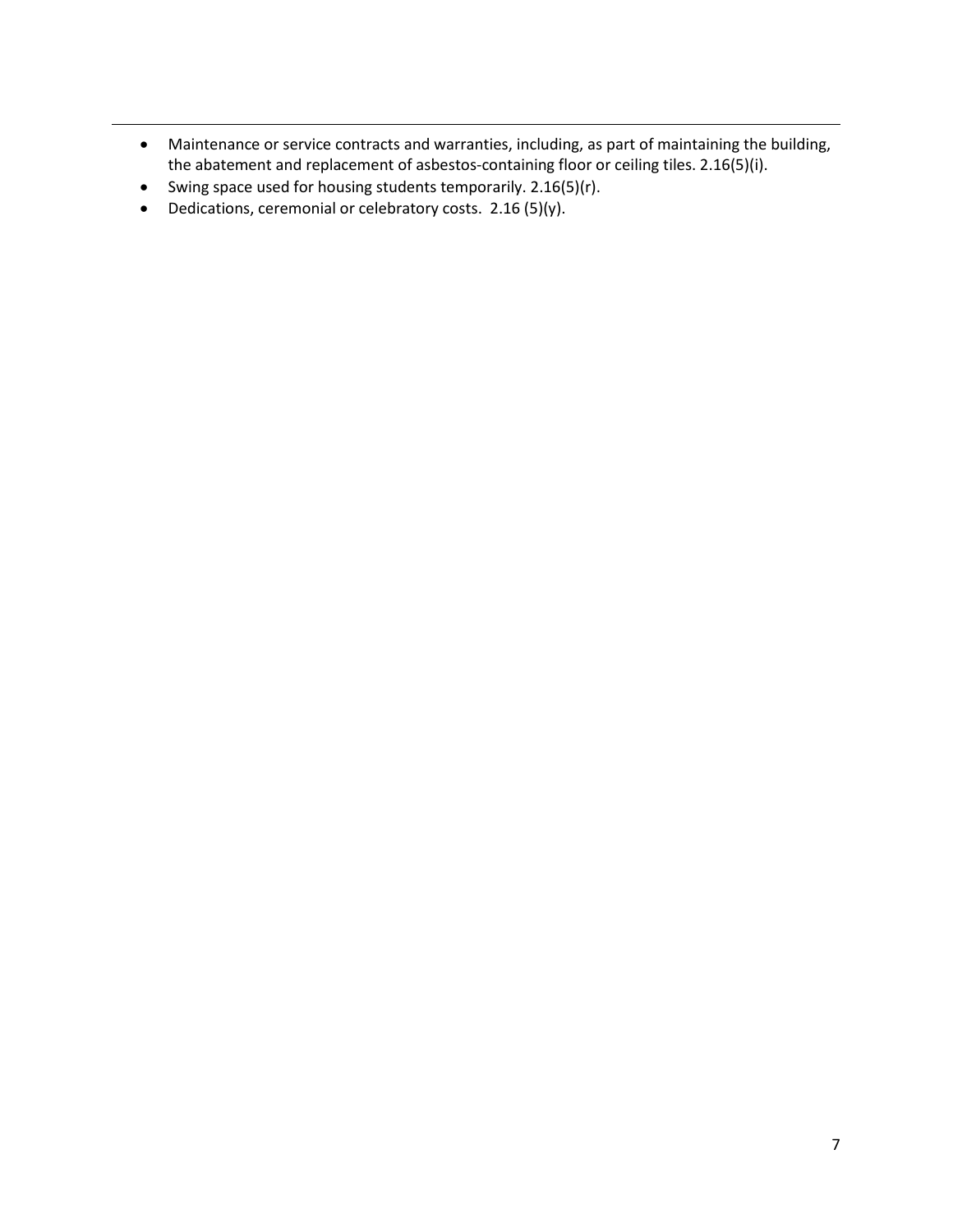- Maintenance or service contracts and warranties, including, as part of maintaining the building, the abatement and replacement of asbestos-containing floor or ceiling tiles. 2.16(5)(i).
- Swing space used for housing students temporarily. 2.16(5)(r).
- Dedications, ceremonial or celebratory costs. 2.16 (5)(y).